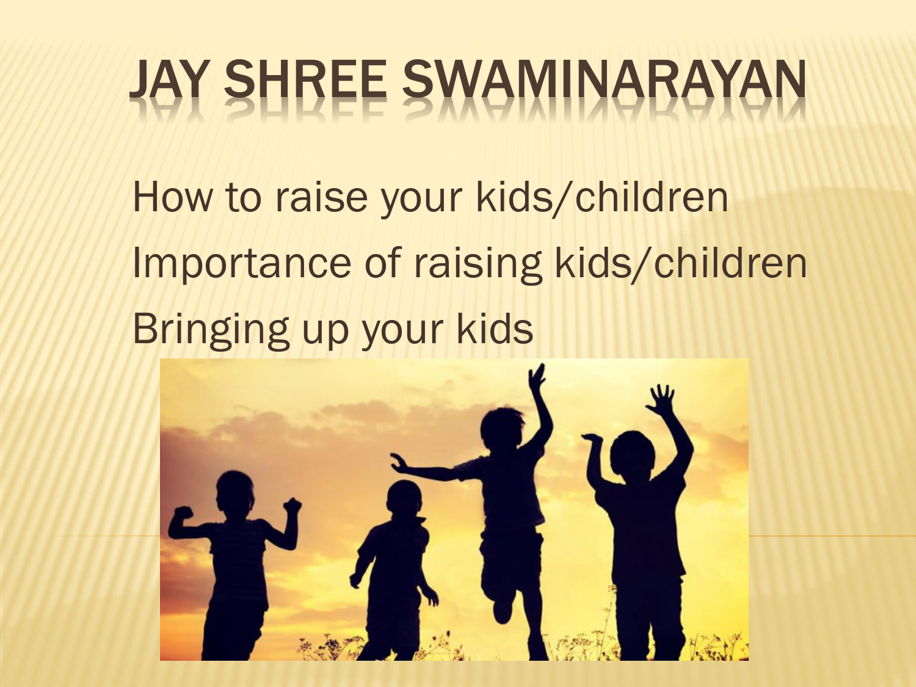# JAY SHREE SWAMINARAYAN

How to raise your kids/children

Importance of raising kids/children

Bringing up your kids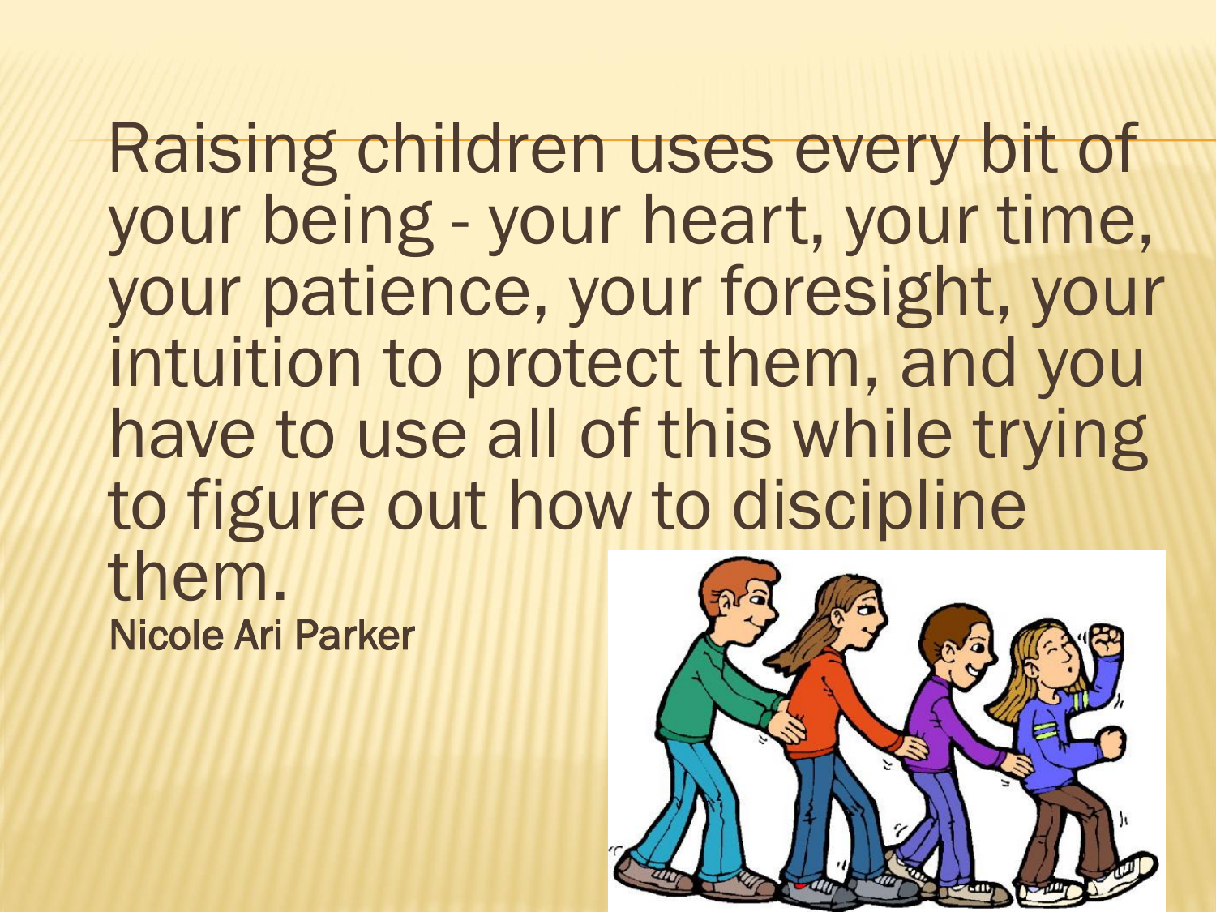Raising children uses every bit of your being - your heart, your time, your patience, your foresight, your intuition to protect them, and you have to use all of this while trying to figure out how to discipline them.

Nicole Ari Parker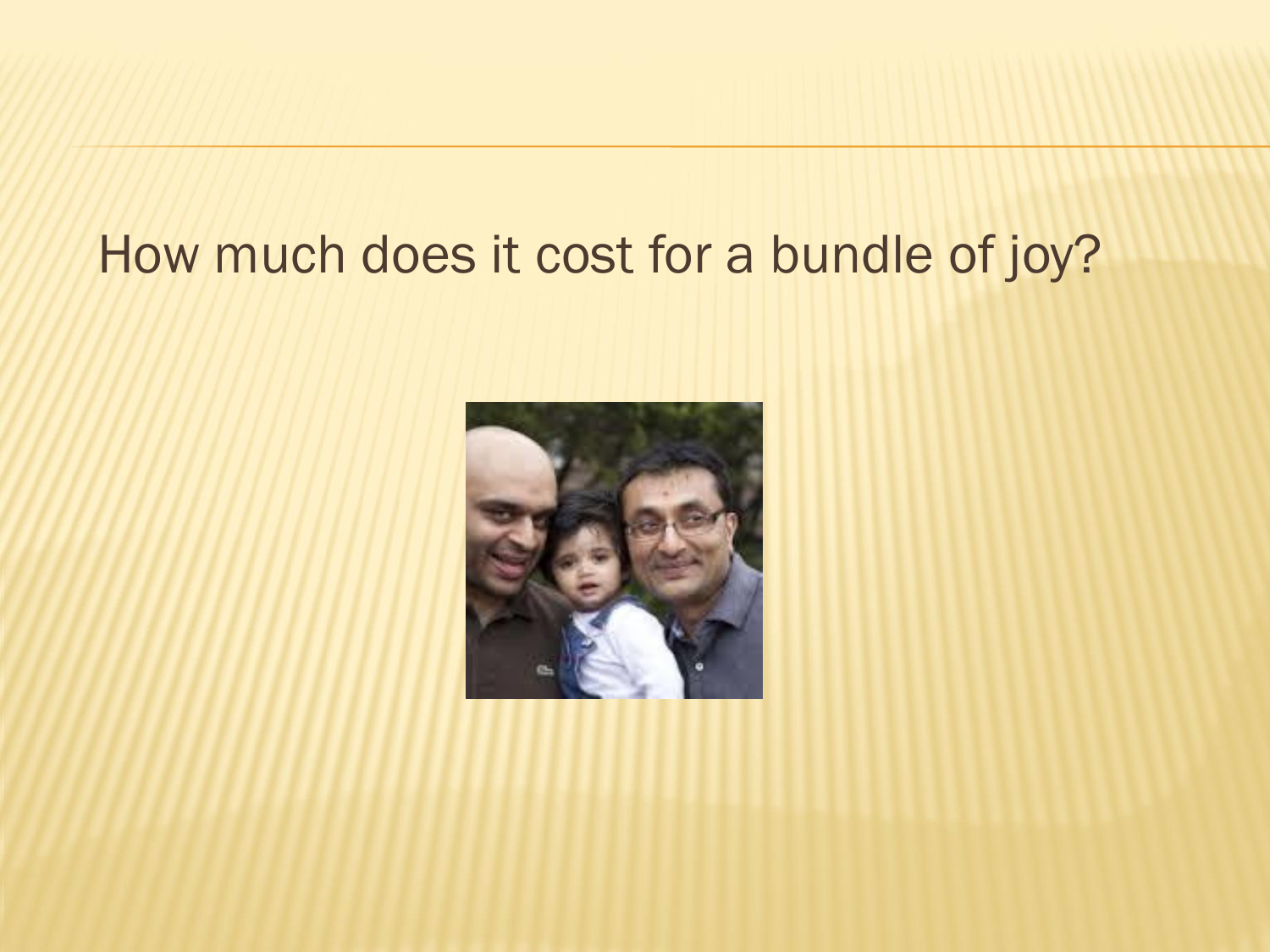How much does it cost for a bundle of joy?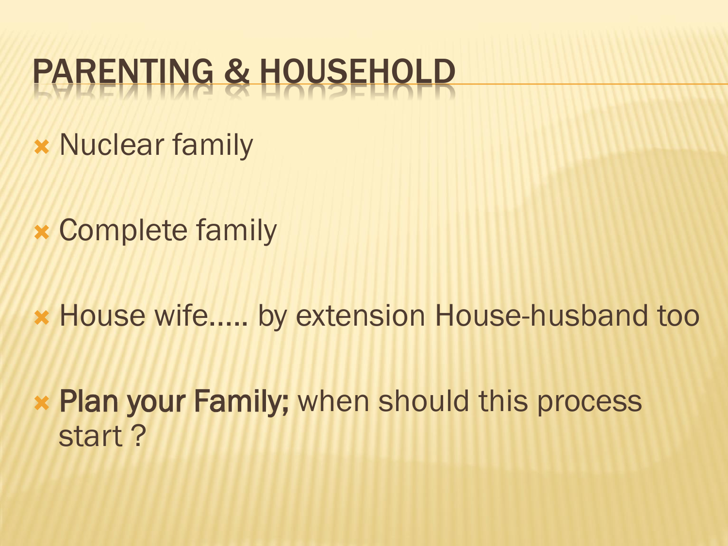# PARENTING & HOUSEHOLD

- Nuclear family
- Complete family
- House wife….. by extension House-husband too
- **Plan your Family;** when should this process start ?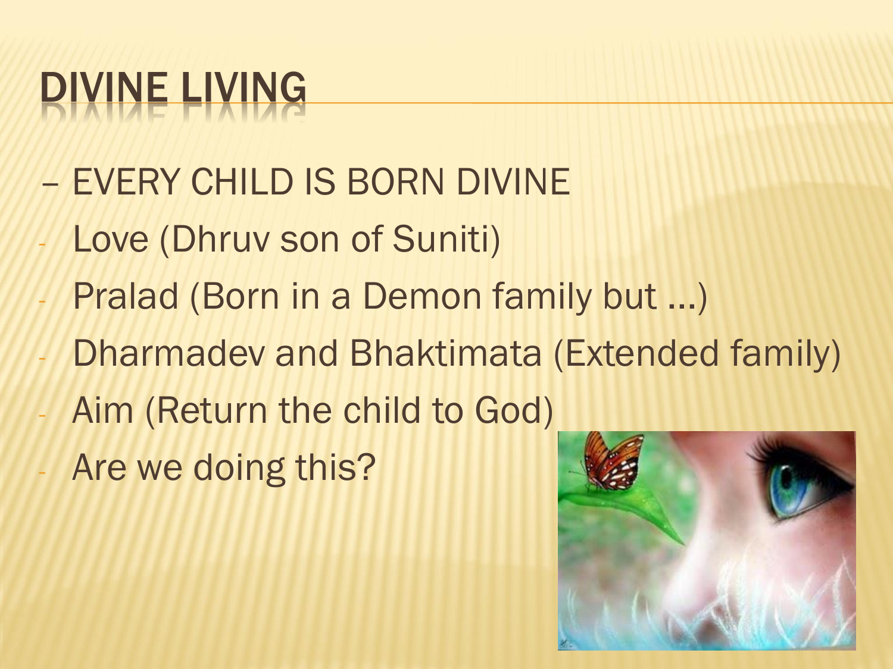# DIVINE LIVING

– EVERY CHILD IS BORN DIVINE

- Love (Dhruv son of Suniti)
- Pralad (Born in a Demon family but …)
- Dharmadev and Bhaktimata (Extended family)
- Aim (Return the child to God)
- Are we doing this?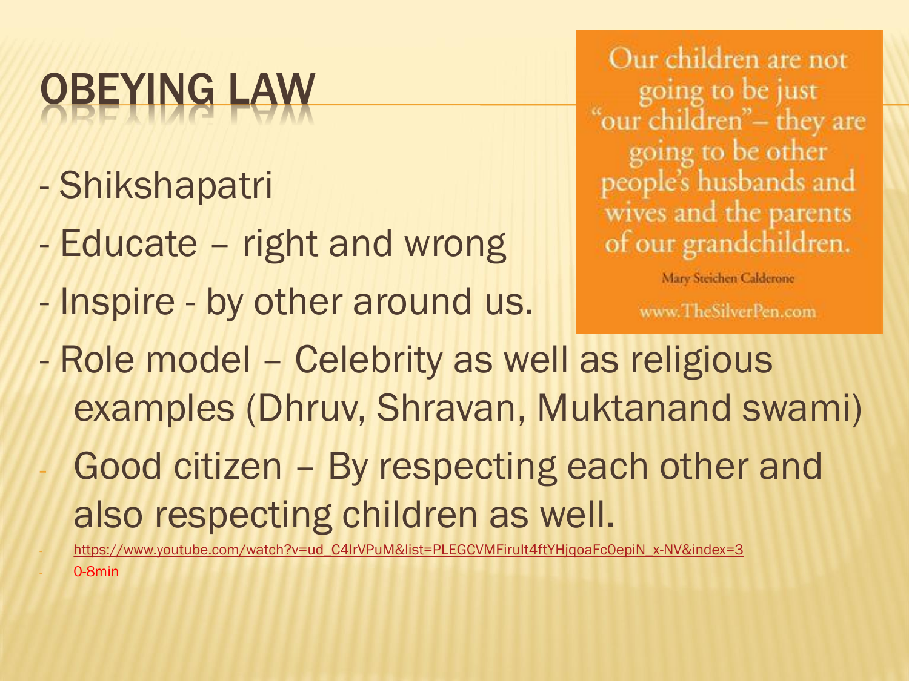# OBEYING LAW

- Shikshapatri
- Educate – right and wrong
- Inspire - by other around us.
- Role model – Celebrity as well as religious examples (Dhruv, Shravan, Muktanand swami)
- Good citizen – By respecting each other and also respecting children as well.
  - https://www.youtube.com/watch?v=ud_C4lrVPuM&list=PLEGCVMFirult4ftYHjqoaFc0epiN_x-NV&index=3
  - 0-8min

Our children are not going to be just "our children"– they are going to be other people's husbands and wives and the parents of our grandchildren.

Mary Steichen Calderone

www.TheSilverPen.com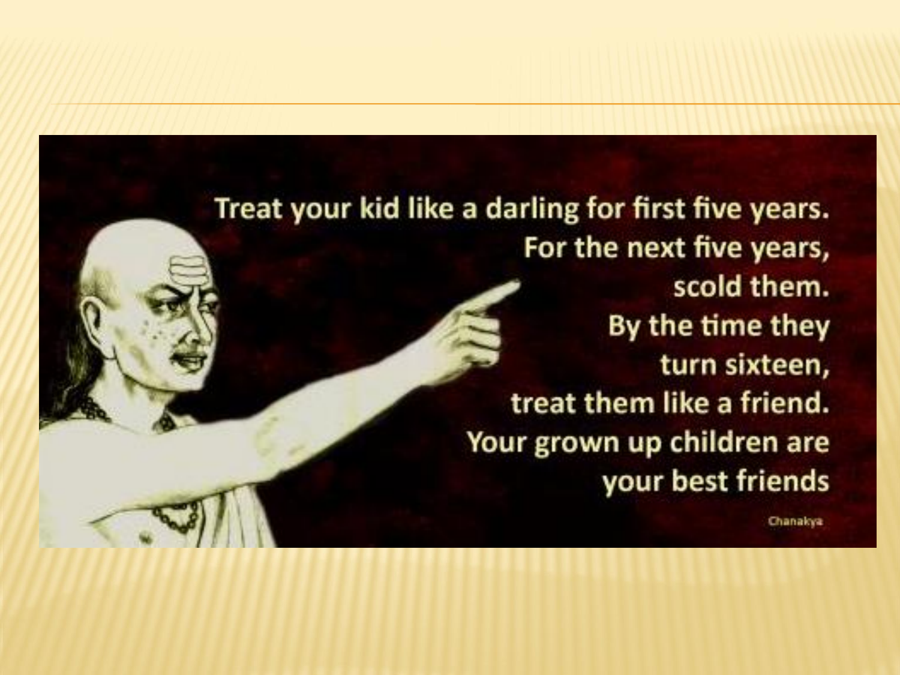Treat your kid like a darling for first five years.
For the next five years,
scold them.
By the time they
turn sixteen,
treat them like a friend.
Your grown up children are
your best friends

Chanakya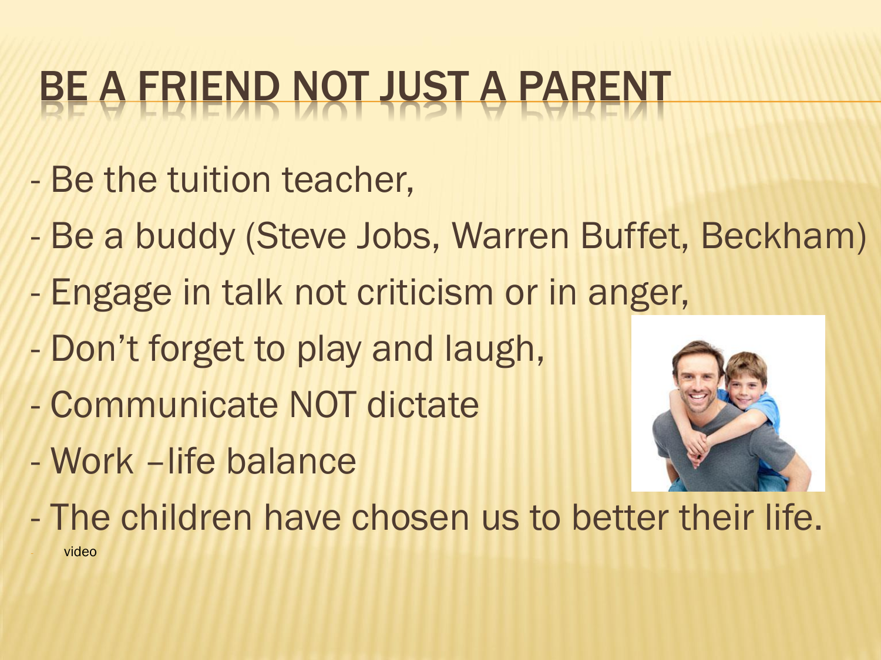# BE A FRIEND NOT JUST A PARENT

- Be the tuition teacher,
- Be a buddy (Steve Jobs, Warren Buffet, Beckham)
- Engage in talk not criticism or in anger,
- Don't forget to play and laugh,
- Communicate NOT dictate
- Work –life balance
- The children have chosen us to better their life.
- video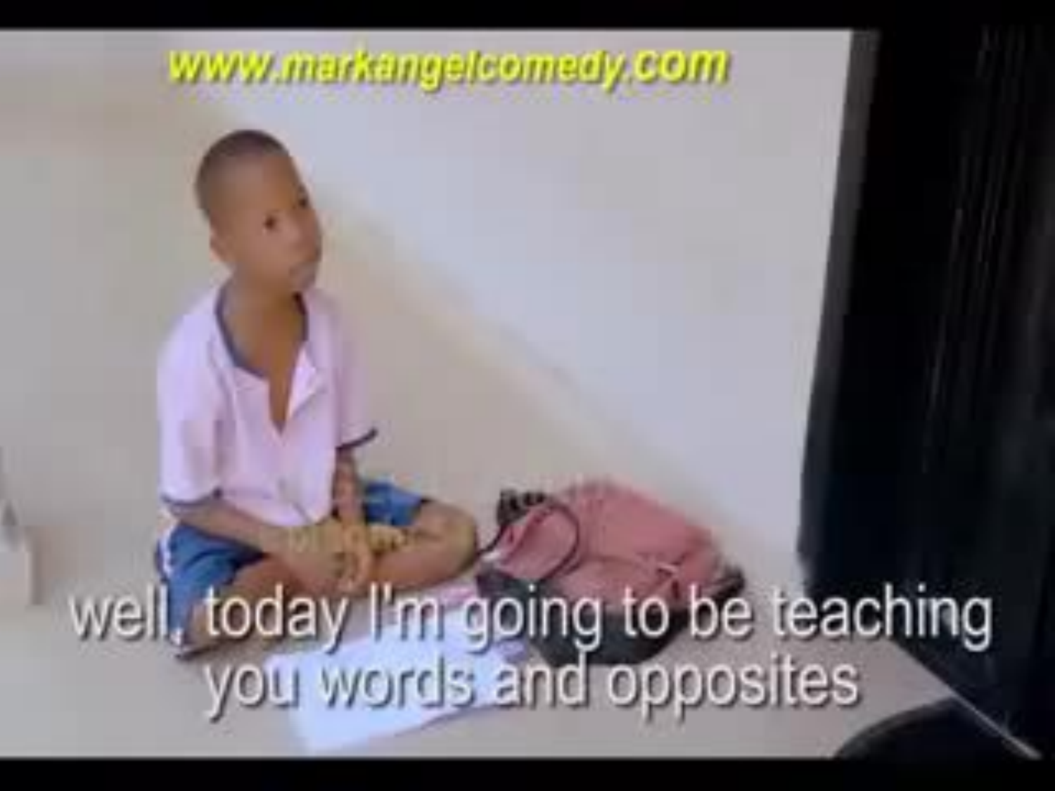www.markangelcomedy.com

well, today I'm going to be teaching you words and opposites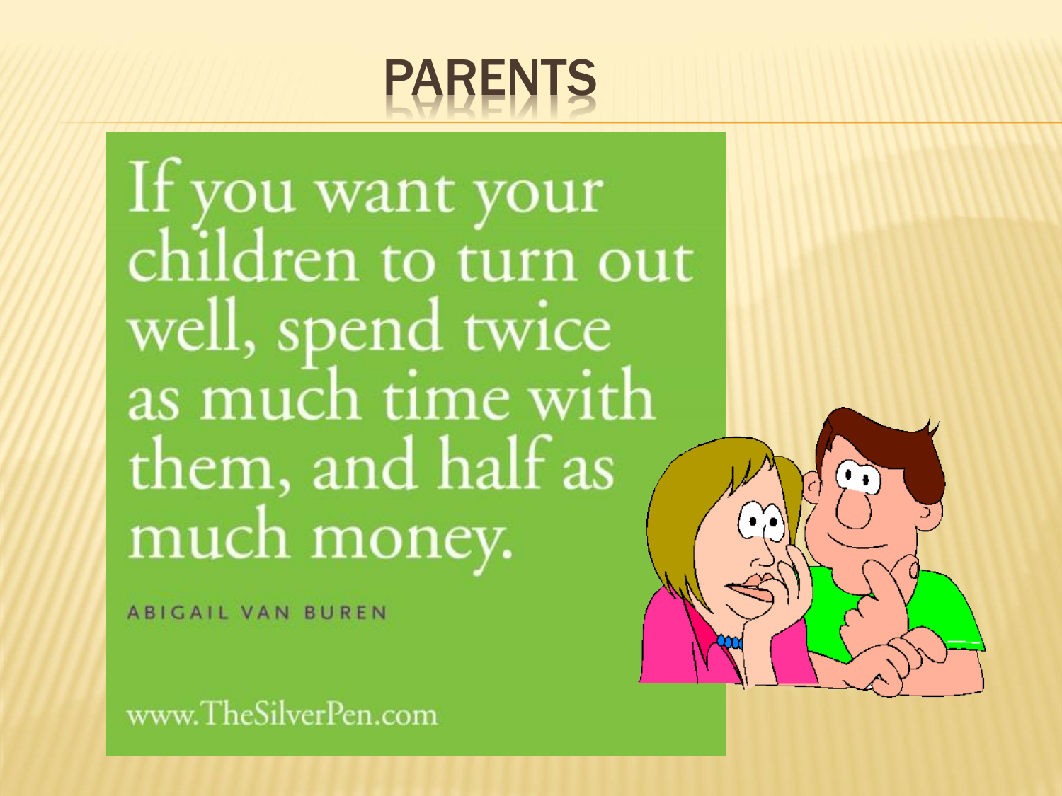# PARENTS

If you want your children to turn out well, spend twice as much time with them, and half as much money.

ABIGAIL VAN BUREN

www.TheSilverPen.com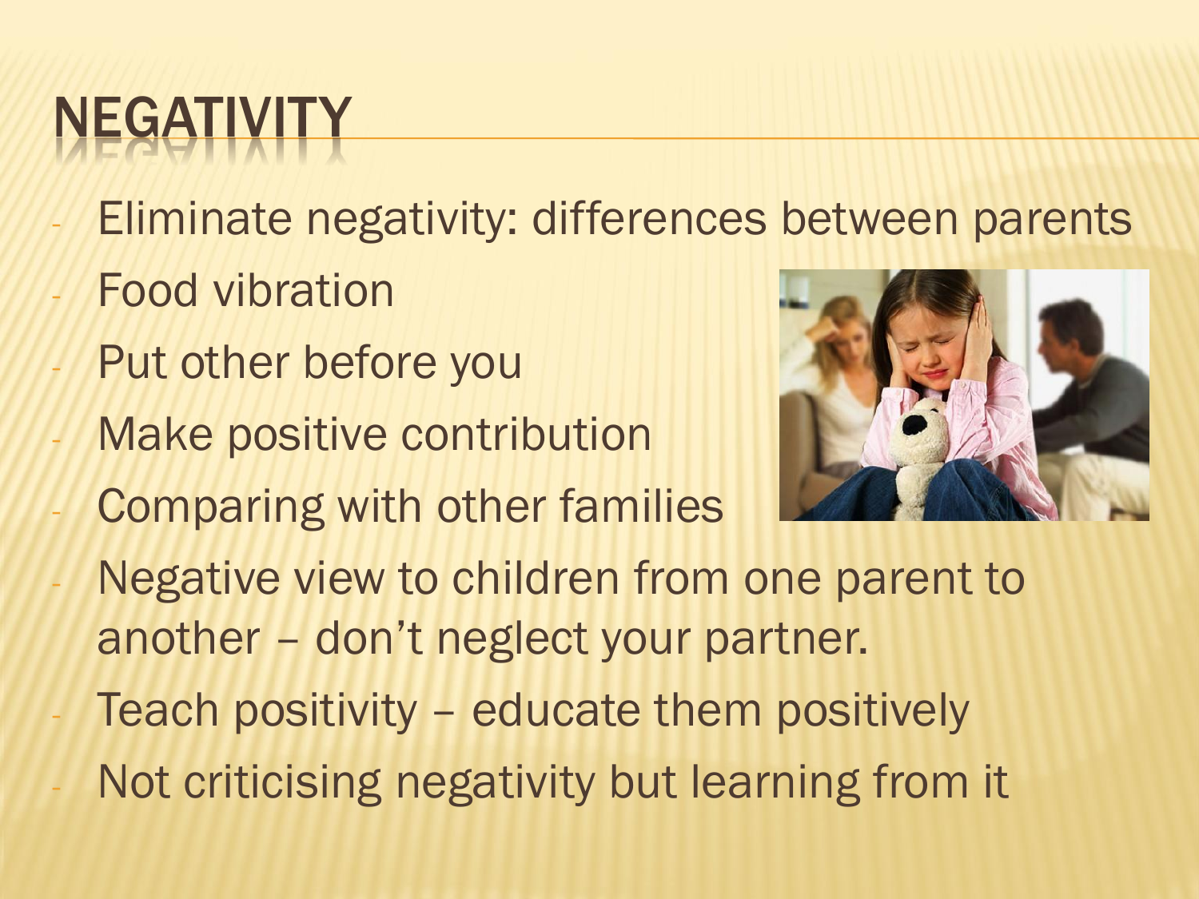# NEGATIVITY

- Eliminate negativity: differences between parents
- Food vibration
- Put other before you
- Make positive contribution
- Comparing with other families
- Negative view to children from one parent to another – don't neglect your partner.
- Teach positivity – educate them positively
- Not criticising negativity but learning from it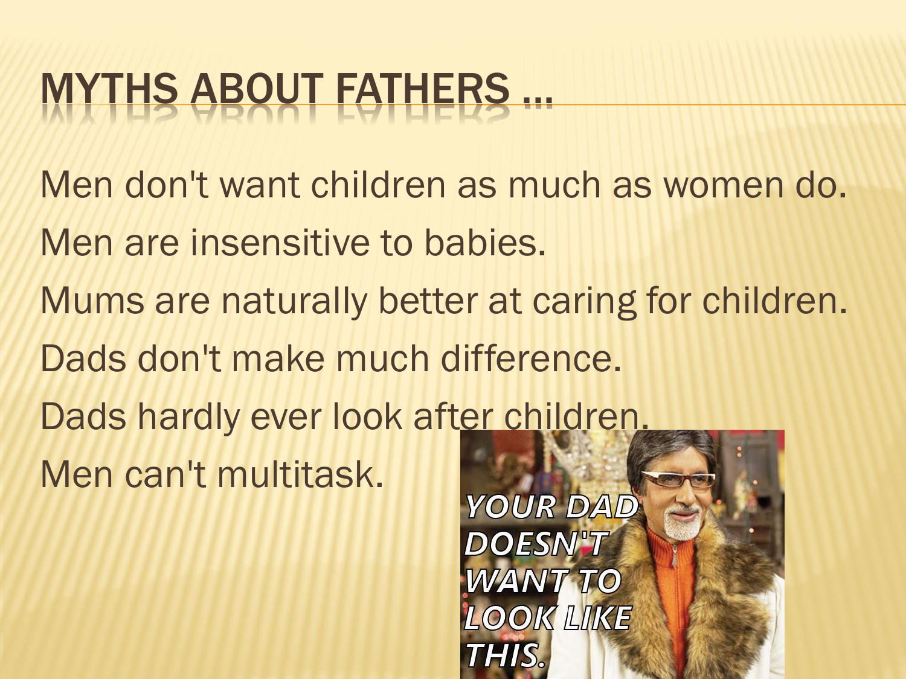# MYTHS ABOUT FATHERS …

Men don't want children as much as women do.

Men are insensitive to babies.

Mums are naturally better at caring for children.

Dads don't make much difference.

Dads hardly ever look after children.

Men can't multitask.

YOUR DAD DOESN'T WANT TO LOOK LIKE THIS.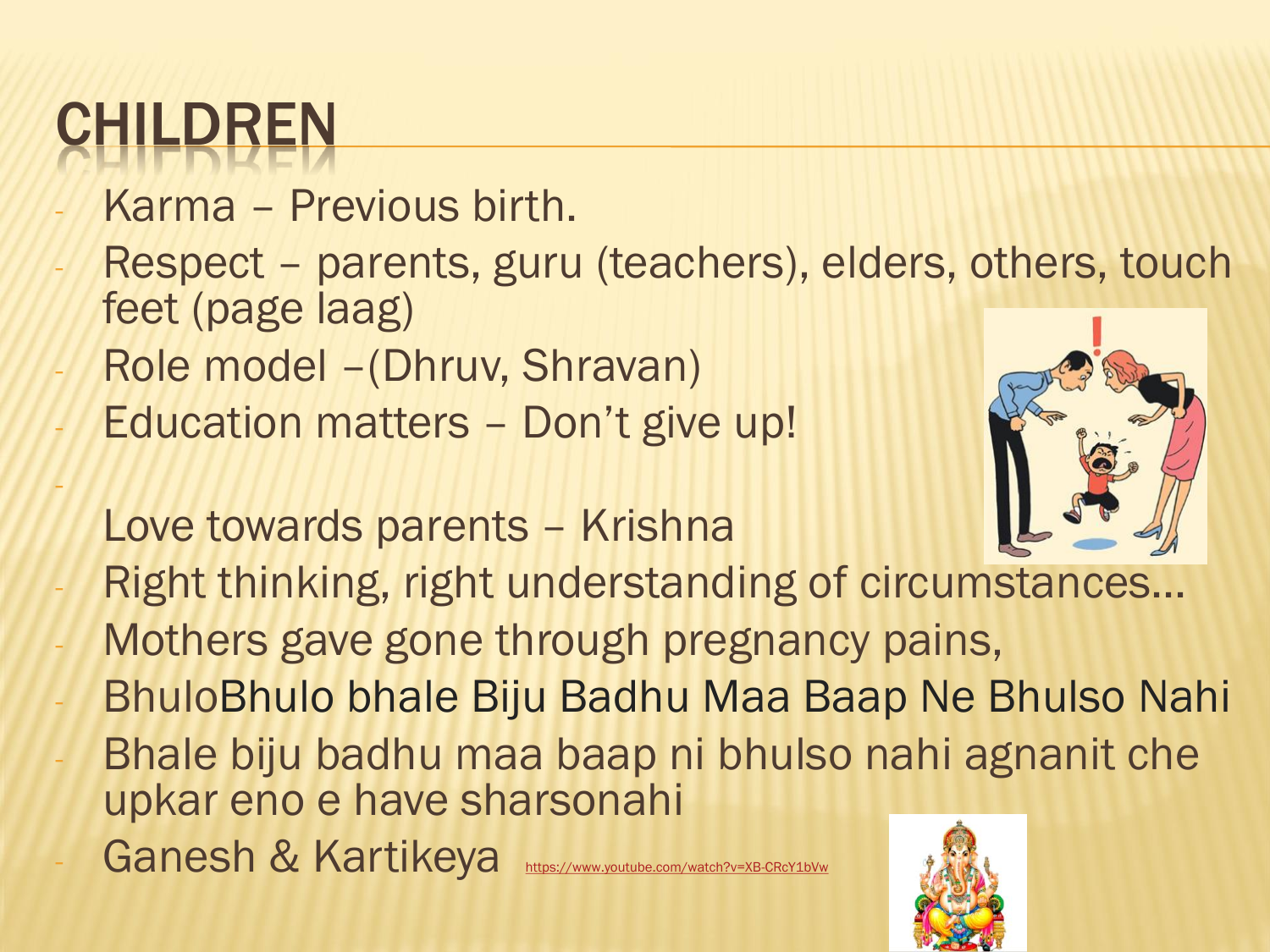# CHILDREN

- Karma – Previous birth.
- Respect – parents, guru (teachers), elders, others, touch feet (page laag)
- Role model –(Dhruv, Shravan)
- Education matters – Don't give up!
-
- Love towards parents – Krishna
- Right thinking, right understanding of circumstances…
- Mothers gave gone through pregnancy pains,
- BhuloBhulo bhale Biju Badhu Maa Baap Ne Bhulso Nahi
- Bhale biju badhu maa baap ni bhulso nahi agnanit che upkar eno e have sharsonahi
- Ganesh & Kartikeya https://www.youtube.com/watch?v=XB-CRcY1bVw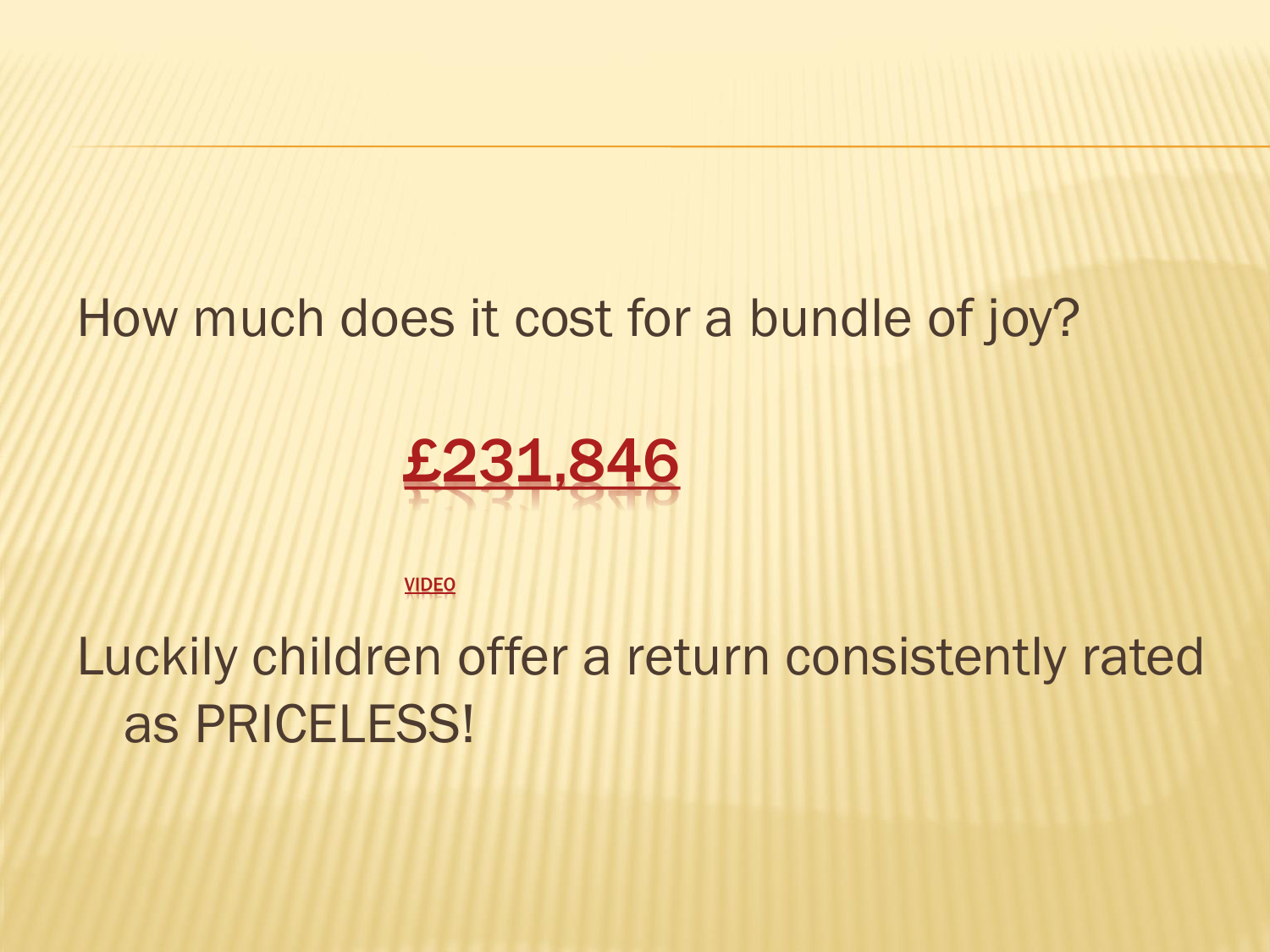How much does it cost for a bundle of joy?

**£231,846**

VIDEO

Luckily children offer a return consistently rated as PRICELESS!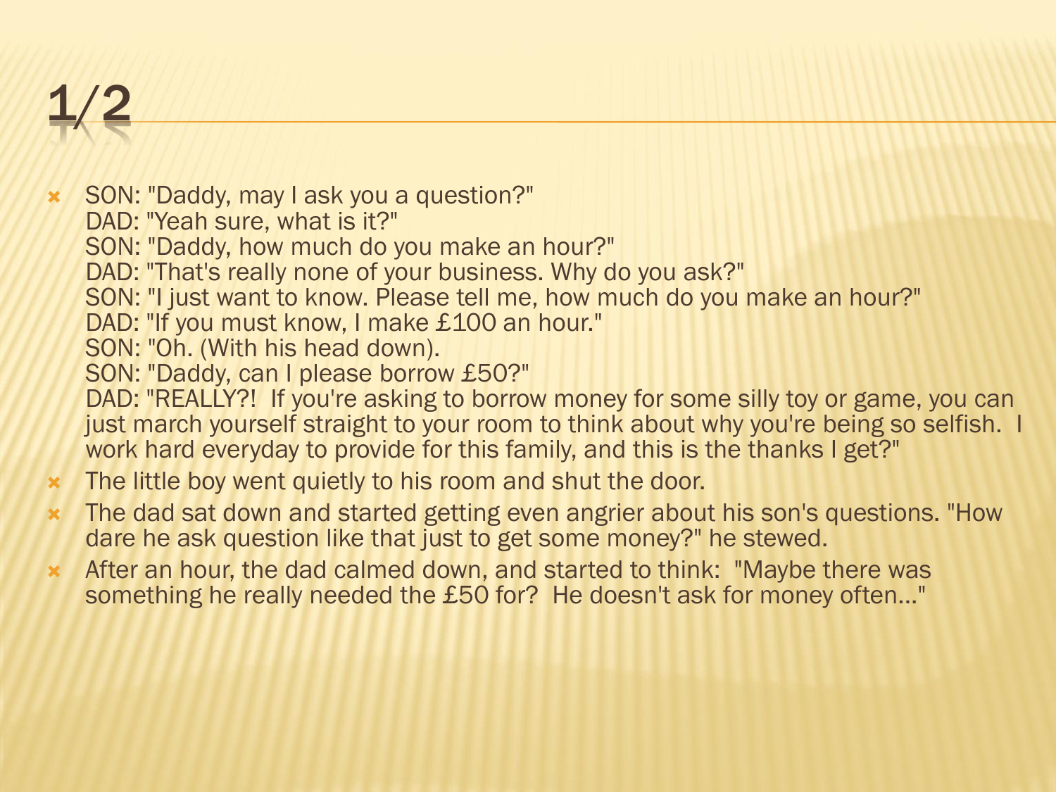# 1/2

- SON: "Daddy, may I ask you a question?"
  DAD: "Yeah sure, what is it?"
  SON: "Daddy, how much do you make an hour?"
  DAD: "That's really none of your business. Why do you ask?"
  SON: "I just want to know. Please tell me, how much do you make an hour?"
  DAD: "If you must know, I make £100 an hour."
  SON: "Oh. (With his head down).
  SON: "Daddy, can I please borrow £50?"
  DAD: "REALLY?! If you're asking to borrow money for some silly toy or game, you can just march yourself straight to your room to think about why you're being so selfish. I work hard everyday to provide for this family, and this is the thanks I get?"
- The little boy went quietly to his room and shut the door.
- The dad sat down and started getting even angrier about his son's questions. "How dare he ask question like that just to get some money?" he stewed.
- After an hour, the dad calmed down, and started to think: "Maybe there was something he really needed the £50 for? He doesn't ask for money often..."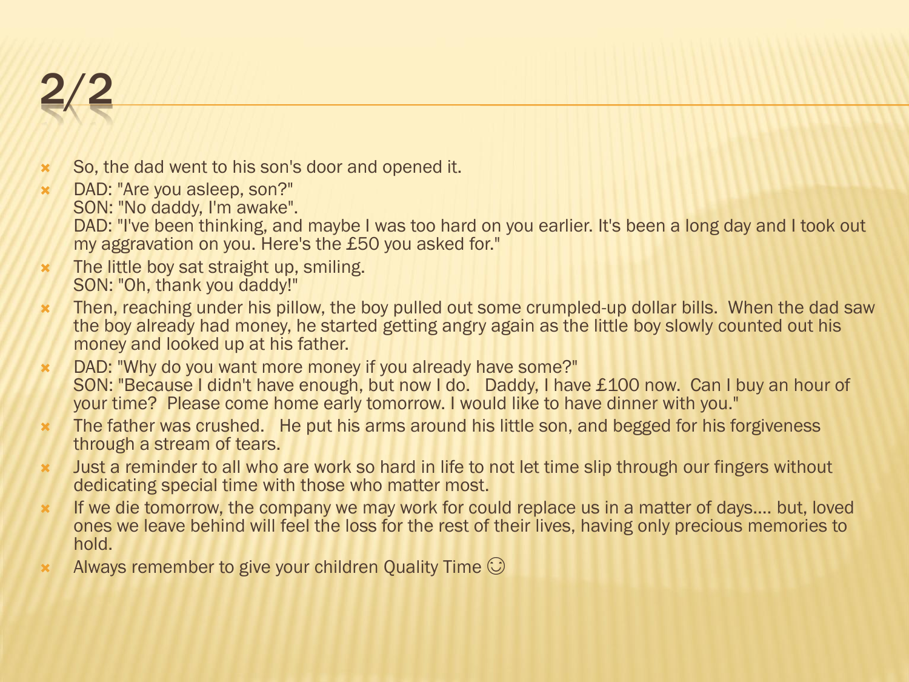# 2/2

- So, the dad went to his son's door and opened it.
- DAD: "Are you asleep, son?"
  SON: "No daddy, I'm awake".
  DAD: "I've been thinking, and maybe I was too hard on you earlier. It's been a long day and I took out my aggravation on you. Here's the £50 you asked for."
- The little boy sat straight up, smiling.
  SON: "Oh, thank you daddy!"
- Then, reaching under his pillow, the boy pulled out some crumpled-up dollar bills. When the dad saw the boy already had money, he started getting angry again as the little boy slowly counted out his money and looked up at his father.
- DAD: "Why do you want more money if you already have some?"
  SON: "Because I didn't have enough, but now I do. Daddy, I have £100 now. Can I buy an hour of your time? Please come home early tomorrow. I would like to have dinner with you."
- The father was crushed. He put his arms around his little son, and begged for his forgiveness through a stream of tears.
- Just a reminder to all who are work so hard in life to not let time slip through our fingers without dedicating special time with those who matter most.
- If we die tomorrow, the company we may work for could replace us in a matter of days.... but, loved ones we leave behind will feel the loss for the rest of their lives, having only precious memories to hold.
- Always remember to give your children Quality Time ☺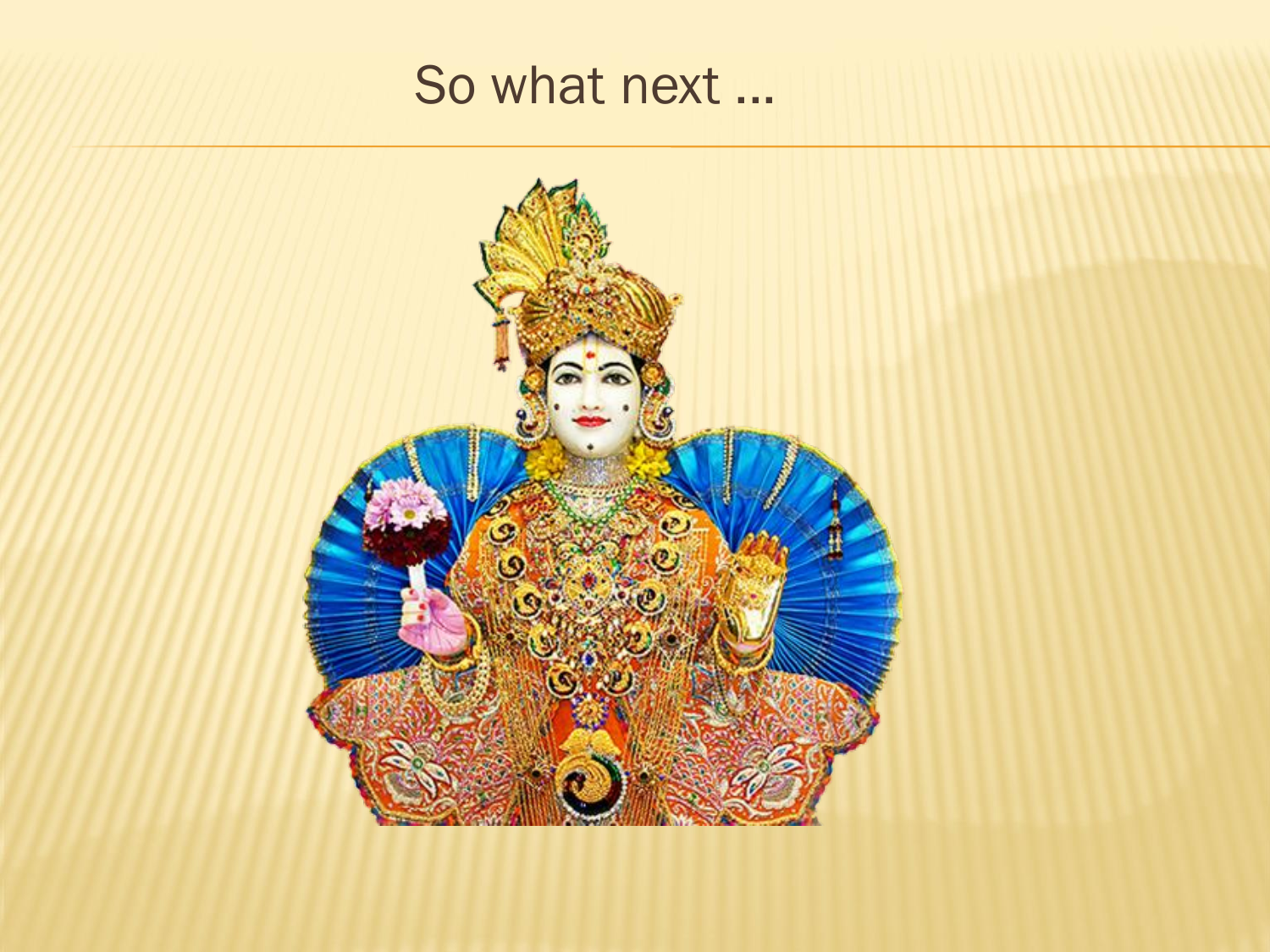# So what next …